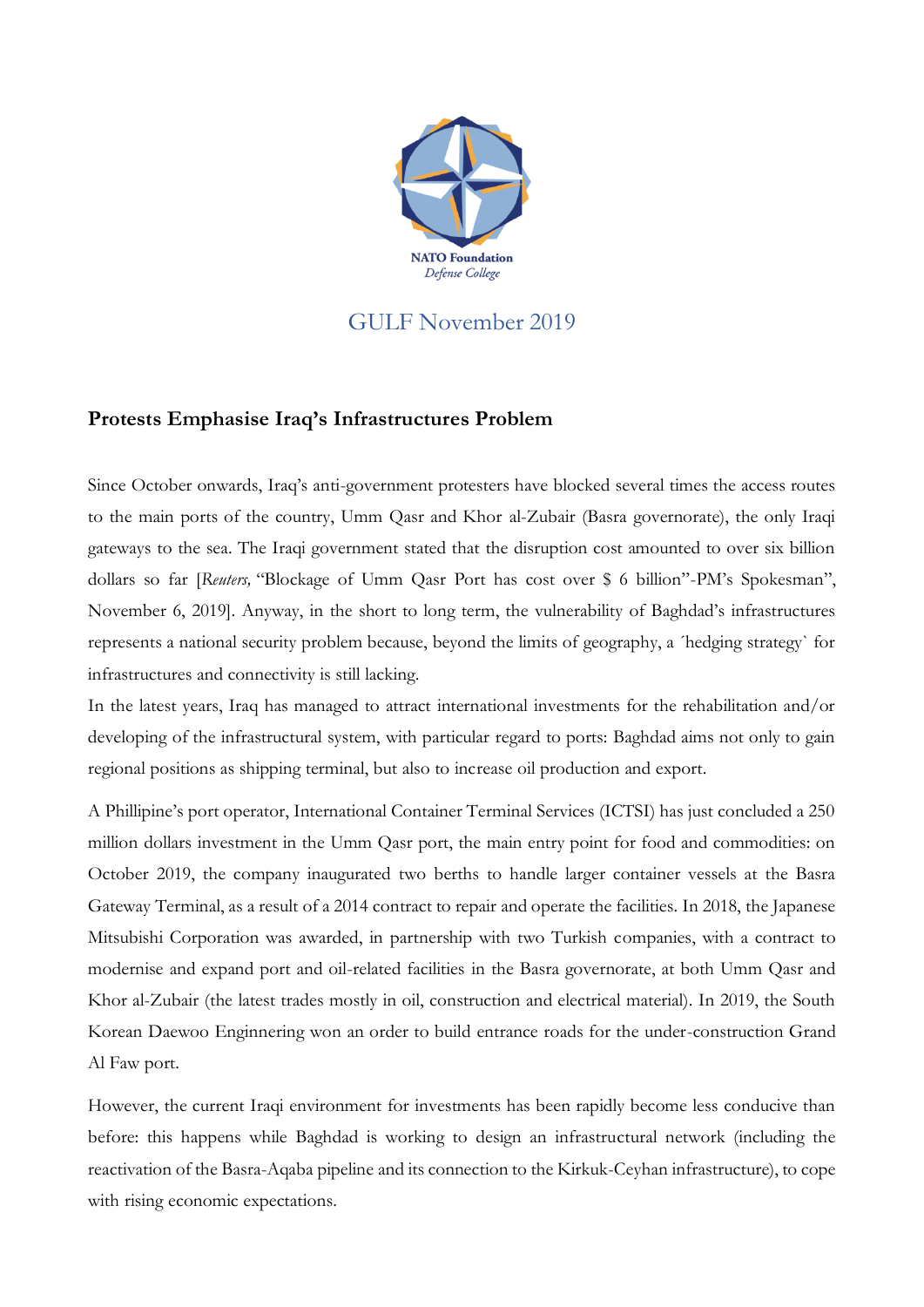NATO Foundation
*Defense College*

## GULF November 2019

### **Protests Emphasise Iraq's Infrastructures Problem**

Since October onwards, Iraq's anti-government protesters have blocked several times the access routes to the main ports of the country, Umm Qasr and Khor al-Zubair (Basra governorate), the only Iraqi gateways to the sea. The Iraqi government stated that the disruption cost amounted to over six billion dollars so far [*Reuters,* "Blockage of Umm Qasr Port has cost over $ 6 billion"-PM's Spokesman", November 6, 2019]. Anyway, in the short to long term, the vulnerability of Baghdad's infrastructures represents a national security problem because, beyond the limits of geography, a ´hedging strategy` for infrastructures and connectivity is still lacking.

In the latest years, Iraq has managed to attract international investments for the rehabilitation and/or developing of the infrastructural system, with particular regard to ports: Baghdad aims not only to gain regional positions as shipping terminal, but also to increase oil production and export.

A Phillipine's port operator, International Container Terminal Services (ICTSI) has just concluded a 250 million dollars investment in the Umm Qasr port, the main entry point for food and commodities: on October 2019, the company inaugurated two berths to handle larger container vessels at the Basra Gateway Terminal, as a result of a 2014 contract to repair and operate the facilities. In 2018, the Japanese Mitsubishi Corporation was awarded, in partnership with two Turkish companies, with a contract to modernise and expand port and oil-related facilities in the Basra governorate, at both Umm Qasr and Khor al-Zubair (the latest trades mostly in oil, construction and electrical material). In 2019, the South Korean Daewoo Enginnering won an order to build entrance roads for the under-construction Grand Al Faw port.

However, the current Iraqi environment for investments has been rapidly become less conducive than before: this happens while Baghdad is working to design an infrastructural network (including the reactivation of the Basra-Aqaba pipeline and its connection to the Kirkuk-Ceyhan infrastructure), to cope with rising economic expectations.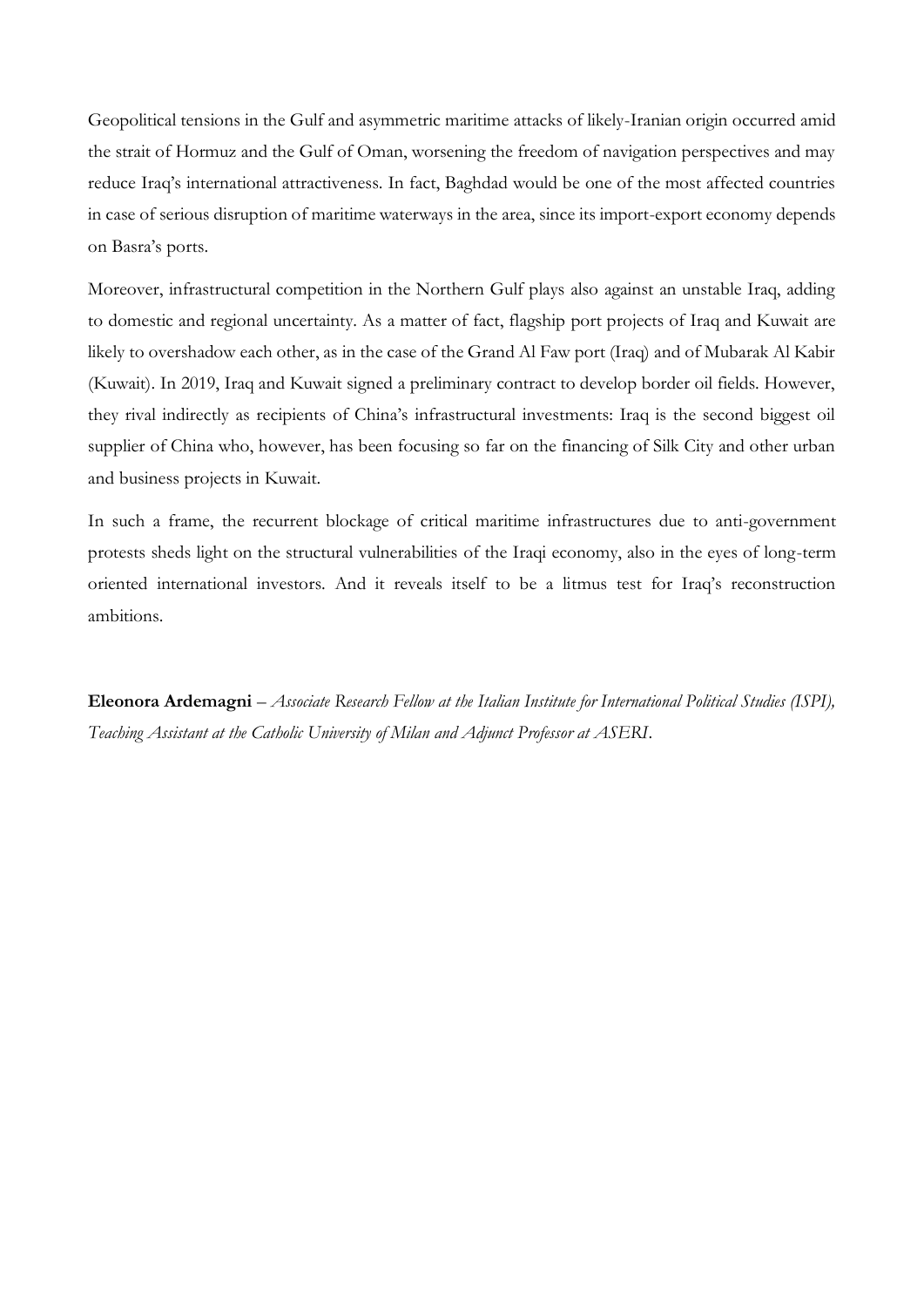Geopolitical tensions in the Gulf and asymmetric maritime attacks of likely-Iranian origin occurred amid the strait of Hormuz and the Gulf of Oman, worsening the freedom of navigation perspectives and may reduce Iraq's international attractiveness. In fact, Baghdad would be one of the most affected countries in case of serious disruption of maritime waterways in the area, since its import-export economy depends on Basra's ports.

Moreover, infrastructural competition in the Northern Gulf plays also against an unstable Iraq, adding to domestic and regional uncertainty. As a matter of fact, flagship port projects of Iraq and Kuwait are likely to overshadow each other, as in the case of the Grand Al Faw port (Iraq) and of Mubarak Al Kabir (Kuwait). In 2019, Iraq and Kuwait signed a preliminary contract to develop border oil fields. However, they rival indirectly as recipients of China's infrastructural investments: Iraq is the second biggest oil supplier of China who, however, has been focusing so far on the financing of Silk City and other urban and business projects in Kuwait.

In such a frame, the recurrent blockage of critical maritime infrastructures due to anti-government protests sheds light on the structural vulnerabilities of the Iraqi economy, also in the eyes of long-term oriented international investors. And it reveals itself to be a litmus test for Iraq's reconstruction ambitions.

**Eleonora Ardemagni** – *Associate Research Fellow at the Italian Institute for International Political Studies (ISPI), Teaching Assistant at the Catholic University of Milan and Adjunct Professor at ASERI.*